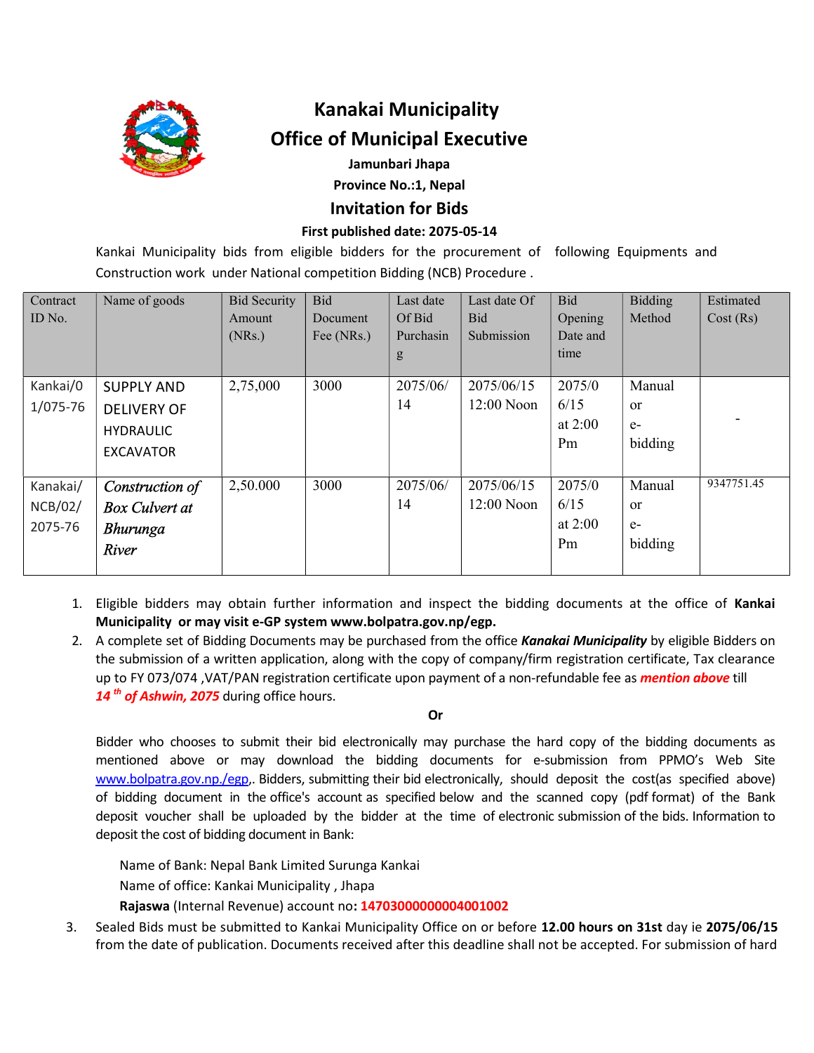# Kanakai Municipality

## Office of Municipal Executive

**Jamunbari Jhapa**

**Province No.:1, Nepal**

## Invitation for Bids

**First published date: 2075-05-14**

Kankai Municipality bids from eligible bidders for the procurement of following Equipments and Construction work under National competition Bidding (NCB) Procedure .

| Contract ID No. | Name of goods | Bid Security Amount (NRs.) | Bid Document Fee (NRs.) | Last date Of Bid Purchasing | Last date Of Bid Submission | Bid Opening Date and time | Bidding Method | Estimated Cost (Rs) |
|---|---|---|---|---|---|---|---|---|
| Kankai/01/075-76 | SUPPLY AND DELIVERY OF HYDRAULIC EXCAVATOR | 2,75,000 | 3000 | 2075/06/14 | 2075/06/15 12:00 Noon | 2075/06/15 at 2:00 Pm | Manual or e-bidding | - |
| Kanakai/NCB/02/2075-76 | *Construction of Box Culvert at Bhurunga River* | 2,50.000 | 3000 | 2075/06/14 | 2075/06/15 12:00 Noon | 2075/06/15 at 2:00 Pm | Manual or e-bidding | 9347751.45 |

1. Eligible bidders may obtain further information and inspect the bidding documents at the office of **Kankai Municipality or may visit e-GP system www.bolpatra.gov.np/egp.**
2. A complete set of Bidding Documents may be purchased from the office ***Kanakai Municipality*** by eligible Bidders on the submission of a written application, along with the copy of company/firm registration certificate, Tax clearance up to FY 073/074 ,VAT/PAN registration certificate upon payment of a non-refundable fee as ***mention above*** till ***14th of Ashwin, 2075*** during office hours.

   **Or**

   Bidder who chooses to submit their bid electronically may purchase the hard copy of the bidding documents as mentioned above or may download the bidding documents for e-submission from PPMO's Web Site www.bolpatra.gov.np./egp,. Bidders, submitting their bid electronically, should deposit the cost(as specified above) of bidding document in the office's account as specified below and the scanned copy (pdf format) of the Bank deposit voucher shall be uploaded by the bidder at the time of electronic submission of the bids. Information to deposit the cost of bidding document in Bank:

   Name of Bank: Nepal Bank Limited Surunga Kankai
   Name of office: Kankai Municipality , Jhapa
   **Rajaswa** (Internal Revenue) account no**: 14703000000004001002**

3. Sealed Bids must be submitted to Kankai Municipality Office on or before **12.00 hours on 31st** day ie **2075/06/15** from the date of publication. Documents received after this deadline shall not be accepted. For submission of hard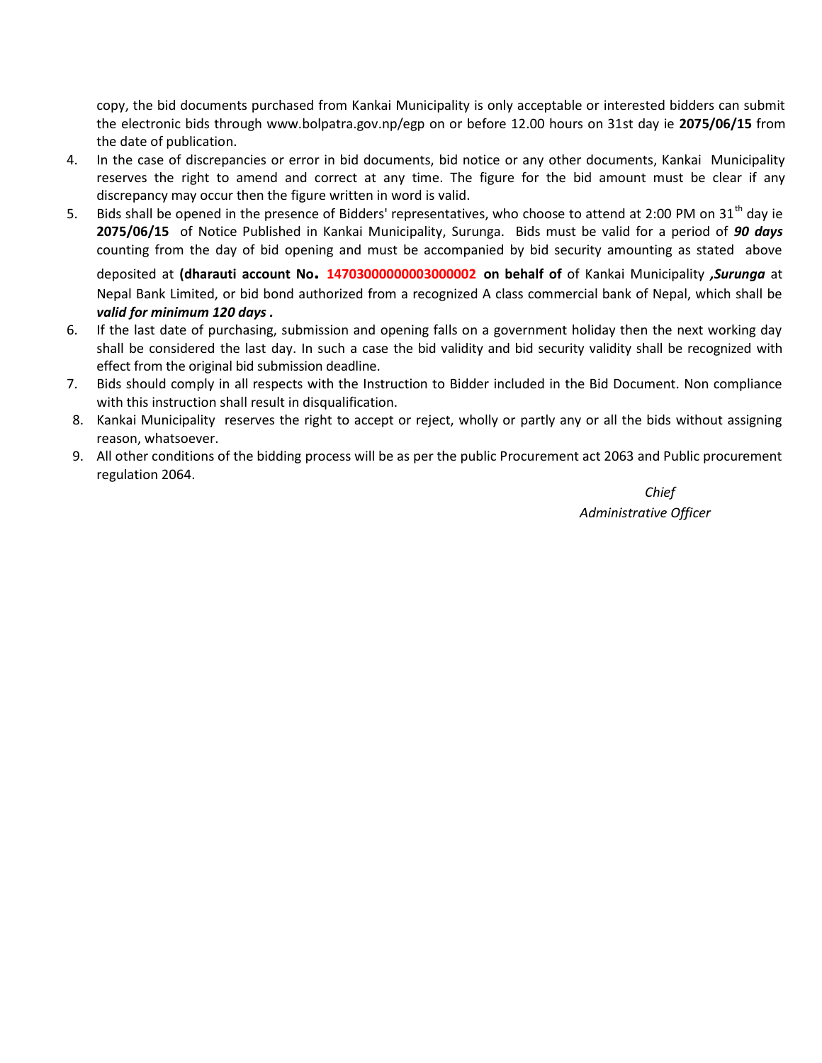copy, the bid documents purchased from Kankai Municipality is only acceptable or interested bidders can submit the electronic bids through www.bolpatra.gov.np/egp on or before 12.00 hours on 31st day ie **2075/06/15** from the date of publication.

4. In the case of discrepancies or error in bid documents, bid notice or any other documents, Kankai Municipality reserves the right to amend and correct at any time. The figure for the bid amount must be clear if any discrepancy may occur then the figure written in word is valid.
5. Bids shall be opened in the presence of Bidders' representatives, who choose to attend at 2:00 PM on 31th day ie **2075/06/15** of Notice Published in Kankai Municipality, Surunga. Bids must be valid for a period of ***90 days*** counting from the day of bid opening and must be accompanied by bid security amounting as stated above deposited at **(dharauti account No. 14703000000003000002 on behalf of** of Kankai Municipality ***,Surunga*** at Nepal Bank Limited, or bid bond authorized from a recognized A class commercial bank of Nepal, which shall be ***valid for minimum 120 days .***
6. If the last date of purchasing, submission and opening falls on a government holiday then the next working day shall be considered the last day. In such a case the bid validity and bid security validity shall be recognized with effect from the original bid submission deadline.
7. Bids should comply in all respects with the Instruction to Bidder included in the Bid Document. Non compliance with this instruction shall result in disqualification.
8. Kankai Municipality reserves the right to accept or reject, wholly or partly any or all the bids without assigning reason, whatsoever.
9. All other conditions of the bidding process will be as per the public Procurement act 2063 and Public procurement regulation 2064.

*Chief*
*Administrative Officer*